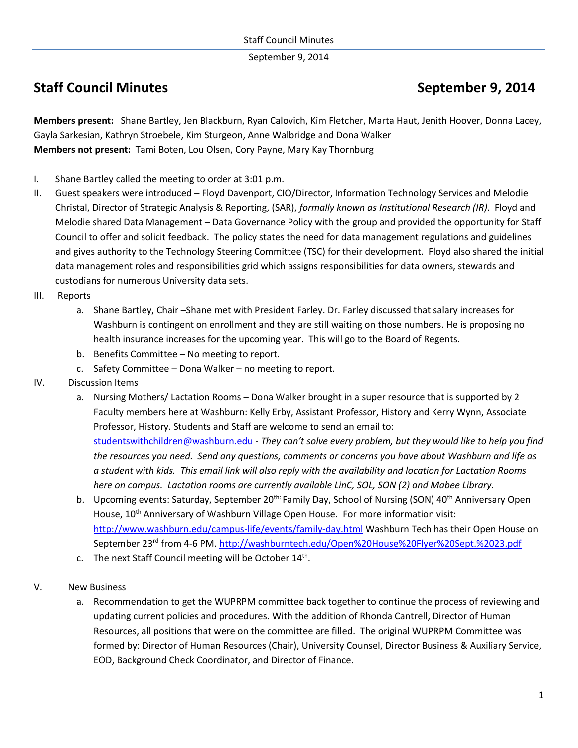# Staff Council Minutes September 9, 2014

**Members present:** Shane Bartley, Jen Blackburn, Ryan Calovich, Kim Fletcher, Marta Haut, Jenith Hoover, Donna Lacey, Gayla Sarkesian, Kathryn Stroebele, Kim Sturgeon, Anne Walbridge and Dona Walker
**Members not present:** Tami Boten, Lou Olsen, Cory Payne, Mary Kay Thornburg

I. Shane Bartley called the meeting to order at 3:01 p.m.

II. Guest speakers were introduced – Floyd Davenport, CIO/Director, Information Technology Services and Melodie Christal, Director of Strategic Analysis & Reporting, (SAR), *formally known as Institutional Research (IR)*. Floyd and Melodie shared Data Management – Data Governance Policy with the group and provided the opportunity for Staff Council to offer and solicit feedback. The policy states the need for data management regulations and guidelines and gives authority to the Technology Steering Committee (TSC) for their development. Floyd also shared the initial data management roles and responsibilities grid which assigns responsibilities for data owners, stewards and custodians for numerous University data sets.

III. Reports

a. Shane Bartley, Chair –Shane met with President Farley. Dr. Farley discussed that salary increases for Washburn is contingent on enrollment and they are still waiting on those numbers. He is proposing no health insurance increases for the upcoming year. This will go to the Board of Regents.

b. Benefits Committee – No meeting to report.

c. Safety Committee – Dona Walker – no meeting to report.

IV. Discussion Items

a. Nursing Mothers/ Lactation Rooms – Dona Walker brought in a super resource that is supported by 2 Faculty members here at Washburn: Kelly Erby, Assistant Professor, History and Kerry Wynn, Associate Professor, History. Students and Staff are welcome to send an email to: studentswithchildren@washburn.edu - *They can't solve every problem, but they would like to help you find the resources you need. Send any questions, comments or concerns you have about Washburn and life as a student with kids. This email link will also reply with the availability and location for Lactation Rooms here on campus. Lactation rooms are currently available LinC, SOL, SON (2) and Mabee Library.*

b. Upcoming events: Saturday, September 20th: Family Day, School of Nursing (SON) 40th Anniversary Open House, 10th Anniversary of Washburn Village Open House. For more information visit: http://www.washburn.edu/campus-life/events/family-day.html Washburn Tech has their Open House on September 23rd from 4-6 PM. http://washburntech.edu/Open%20House%20Flyer%20Sept.%2023.pdf

c. The next Staff Council meeting will be October 14th.

V. New Business

a. Recommendation to get the WUPRPM committee back together to continue the process of reviewing and updating current policies and procedures. With the addition of Rhonda Cantrell, Director of Human Resources, all positions that were on the committee are filled. The original WUPRPM Committee was formed by: Director of Human Resources (Chair), University Counsel, Director Business & Auxiliary Service, EOD, Background Check Coordinator, and Director of Finance.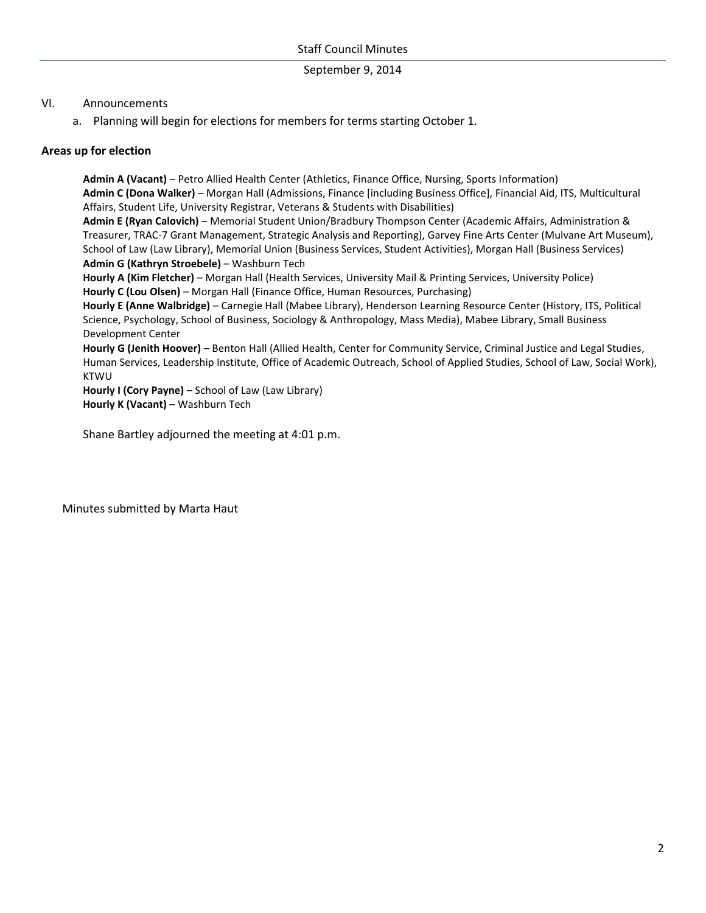VI. Announcements

a. Planning will begin for elections for members for terms starting October 1.

**Areas up for election**

**Admin A (Vacant)** – Petro Allied Health Center (Athletics, Finance Office, Nursing, Sports Information)
**Admin C (Dona Walker)** – Morgan Hall (Admissions, Finance [including Business Office], Financial Aid, ITS, Multicultural Affairs, Student Life, University Registrar, Veterans & Students with Disabilities)
**Admin E (Ryan Calovich)** – Memorial Student Union/Bradbury Thompson Center (Academic Affairs, Administration & Treasurer, TRAC-7 Grant Management, Strategic Analysis and Reporting), Garvey Fine Arts Center (Mulvane Art Museum), School of Law (Law Library), Memorial Union (Business Services, Student Activities), Morgan Hall (Business Services)
**Admin G (Kathryn Stroebele)** – Washburn Tech
**Hourly A (Kim Fletcher)** – Morgan Hall (Health Services, University Mail & Printing Services, University Police)
**Hourly C (Lou Olsen)** – Morgan Hall (Finance Office, Human Resources, Purchasing)
**Hourly E (Anne Walbridge)** – Carnegie Hall (Mabee Library), Henderson Learning Resource Center (History, ITS, Political Science, Psychology, School of Business, Sociology & Anthropology, Mass Media), Mabee Library, Small Business Development Center
**Hourly G (Jenith Hoover)** – Benton Hall (Allied Health, Center for Community Service, Criminal Justice and Legal Studies, Human Services, Leadership Institute, Office of Academic Outreach, School of Applied Studies, School of Law, Social Work), KTWU
**Hourly I (Cory Payne)** – School of Law (Law Library)
**Hourly K (Vacant)** – Washburn Tech

Shane Bartley adjourned the meeting at 4:01 p.m.

Minutes submitted by Marta Haut